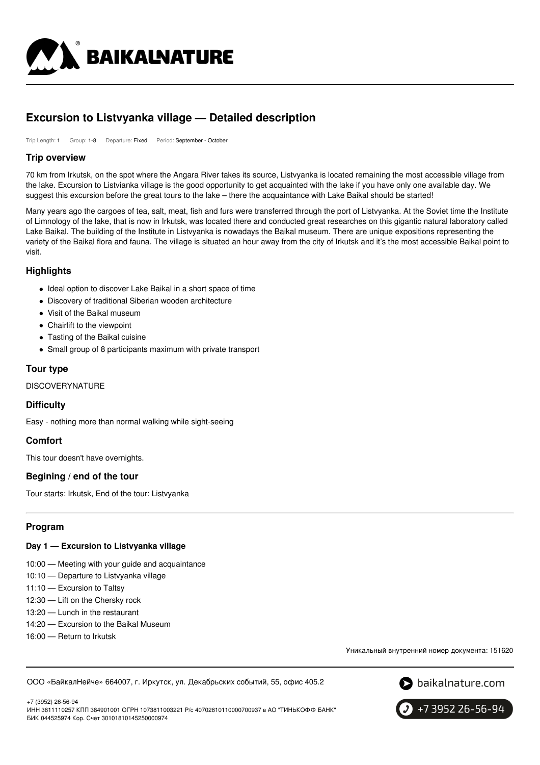# Excursion to Listvyanka village — Detailed description

Trip Length: 1 Group: 1-8 Departure: Fixed Period: September - October

## Trip overview

70 km from Irkutsk, on the spot where the Angara River takes its source, Listvyanka is located remaining the most accessible village from the lake. Excursion to Listvianka village is the good opportunity to get acquainted with the lake if you have only one available day. We suggest this excursion before the great tours to the lake – there the acquaintance with Lake Baikal should be started!

Many years ago the cargoes of tea, salt, meat, fish and furs were transferred through the port of Listvyanka. At the Soviet time the Institute of Limnology of the lake, that is now in Irkutsk, was located there and conducted great researches on this gigantic natural laboratory called Lake Baikal. The building of the Institute in Listvyanka is nowadays the Baikal museum. There are unique expositions representing the variety of the Baikal flora and fauna. The village is situated an hour away from the city of Irkutsk and it's the most accessible Baikal point to visit.

## Highlights

- Ideal option to discover Lake Baikal in a short space of time
- Discovery of traditional Siberian wooden architecture
- Visit of the Baikal museum
- Chairlift to the viewpoint
- Tasting of the Baikal cuisine
- Small group of 8 participants maximum with private transport

## Tour type

DISCOVERYNATURE

## Difficulty

Easy - nothing more than normal walking while sight-seeing

## Comfort

This tour doesn't have overnights.

## Begining / end of the tour

Tour starts: Irkutsk, End of the tour: Listvyanka

## Program

### Day 1 — Excursion to Listvyanka village

10:00 — Meeting with your guide and acquaintance
10:10 — Departure to Listvyanka village
11:10 — Excursion to Taltsy
12:30 — Lift on the Chersky rock
13:20 — Lunch in the restaurant
14:20 — Excursion to the Baikal Museum
16:00 — Return to Irkutsk

Уникальный внутренний номер документа: 151620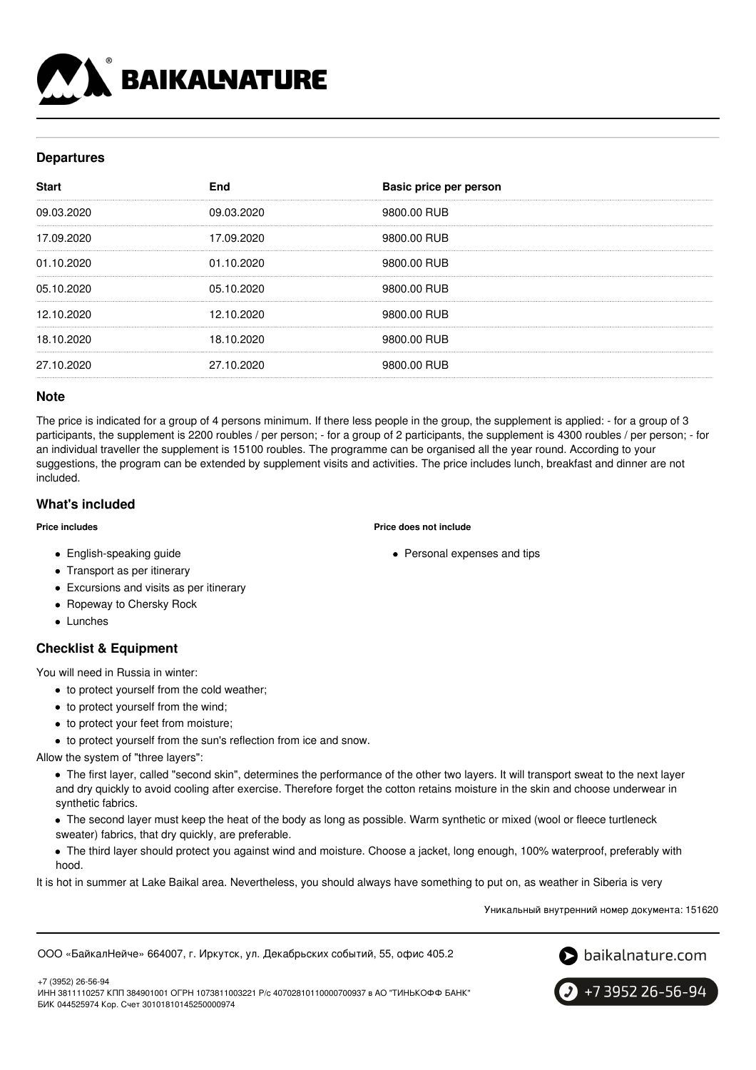## Departures

| Start | End | Basic price per person |
|---|---|---|
| 09.03.2020 | 09.03.2020 | 9800.00 RUB |
| 17.09.2020 | 17.09.2020 | 9800.00 RUB |
| 01.10.2020 | 01.10.2020 | 9800.00 RUB |
| 05.10.2020 | 05.10.2020 | 9800.00 RUB |
| 12.10.2020 | 12.10.2020 | 9800.00 RUB |
| 18.10.2020 | 18.10.2020 | 9800.00 RUB |
| 27.10.2020 | 27.10.2020 | 9800.00 RUB |

## Note

The price is indicated for a group of 4 persons minimum. If there less people in the group, the supplement is applied: - for a group of 3 participants, the supplement is 2200 roubles / per person; - for a group of 2 participants, the supplement is 4300 roubles / per person; - for an individual traveller the supplement is 15100 roubles. The programme can be organised all the year round. According to your suggestions, the program can be extended by supplement visits and activities. The price includes lunch, breakfast and dinner are not included.

## What's included

**Price includes**

- English-speaking guide
- Transport as per itinerary
- Excursions and visits as per itinerary
- Ropeway to Chersky Rock
- Lunches

**Price does not include**

- Personal expenses and tips

## Checklist & Equipment

You will need in Russia in winter:

- to protect yourself from the cold weather;
- to protect yourself from the wind;
- to protect your feet from moisture;
- to protect yourself from the sun's reflection from ice and snow.

Allow the system of "three layers":

- The first layer, called "second skin", determines the performance of the other two layers. It will transport sweat to the next layer and dry quickly to avoid cooling after exercise. Therefore forget the cotton retains moisture in the skin and choose underwear in synthetic fabrics.
- The second layer must keep the heat of the body as long as possible. Warm synthetic or mixed (wool or fleece turtleneck sweater) fabrics, that dry quickly, are preferable.
- The third layer should protect you against wind and moisture. Choose a jacket, long enough, 100% waterproof, preferably with hood.

It is hot in summer at Lake Baikal area. Nevertheless, you should always have something to put on, as weather in Siberia is very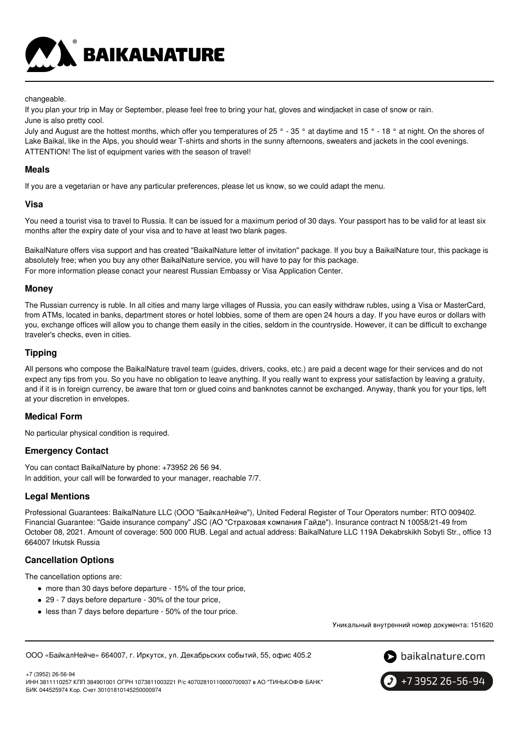changeable.

If you plan your trip in May or September, please feel free to bring your hat, gloves and windjacket in case of snow or rain.

June is also pretty cool.

July and August are the hottest months, which offer you temperatures of 25 ° - 35 ° at daytime and 15 ° - 18 ° at night. On the shores of Lake Baikal, like in the Alps, you should wear T-shirts and shorts in the sunny afternoons, sweaters and jackets in the cool evenings.

ATTENTION! The list of equipment varies with the season of travel!

### Meals

If you are a vegetarian or have any particular preferences, please let us know, so we could adapt the menu.

### Visa

You need a tourist visa to travel to Russia. It can be issued for a maximum period of 30 days. Your passport has to be valid for at least six months after the expiry date of your visa and to have at least two blank pages.

BaikalNature offers visa support and has created "BaikalNature letter of invitation" package. If you buy a BaikalNature tour, this package is absolutely free; when you buy any other BaikalNature service, you will have to pay for this package.

For more information please conact your nearest Russian Embassy or Visa Application Center.

### Money

The Russian currency is ruble. In all cities and many large villages of Russia, you can easily withdraw rubles, using a Visa or MasterCard, from ATMs, located in banks, department stores or hotel lobbies, some of them are open 24 hours a day. If you have euros or dollars with you, exchange offices will allow you to change them easily in the cities, seldom in the countryside. However, it can be difficult to exchange traveler's checks, even in cities.

### Tipping

All persons who compose the BaikalNature travel team (guides, drivers, cooks, etc.) are paid a decent wage for their services and do not expect any tips from you. So you have no obligation to leave anything. If you really want to express your satisfaction by leaving a gratuity, and if it is in foreign currency, be aware that torn or glued coins and banknotes cannot be exchanged. Anyway, thank you for your tips, left at your discretion in envelopes.

### Medical Form

No particular physical condition is required.

### Emergency Contact

You can contact BaikalNature by phone: +73952 26 56 94.

In addition, your call will be forwarded to your manager, reachable 7/7.

### Legal Mentions

Professional Guarantees: BaikalNature LLC (ООО "БайкалНейче"), United Federal Register of Tour Operators number: RTO 009402. Financial Guarantee: "Gaide insurance company" JSC (АО "Страховая компания Гайде"). Insurance contract N 10058/21-49 from October 08, 2021. Amount of coverage: 500 000 RUB. Legal and actual address: BaikalNature LLC 119A Dekabrskikh Sobyti Str., office 13 664007 Irkutsk Russia

### Cancellation Options

The cancellation options are:

- more than 30 days before departure - 15% of the tour price,
- 29 - 7 days before departure - 30% of the tour price,
- less than 7 days before departure - 50% of the tour price.

Уникальный внутренний номер документа: 151620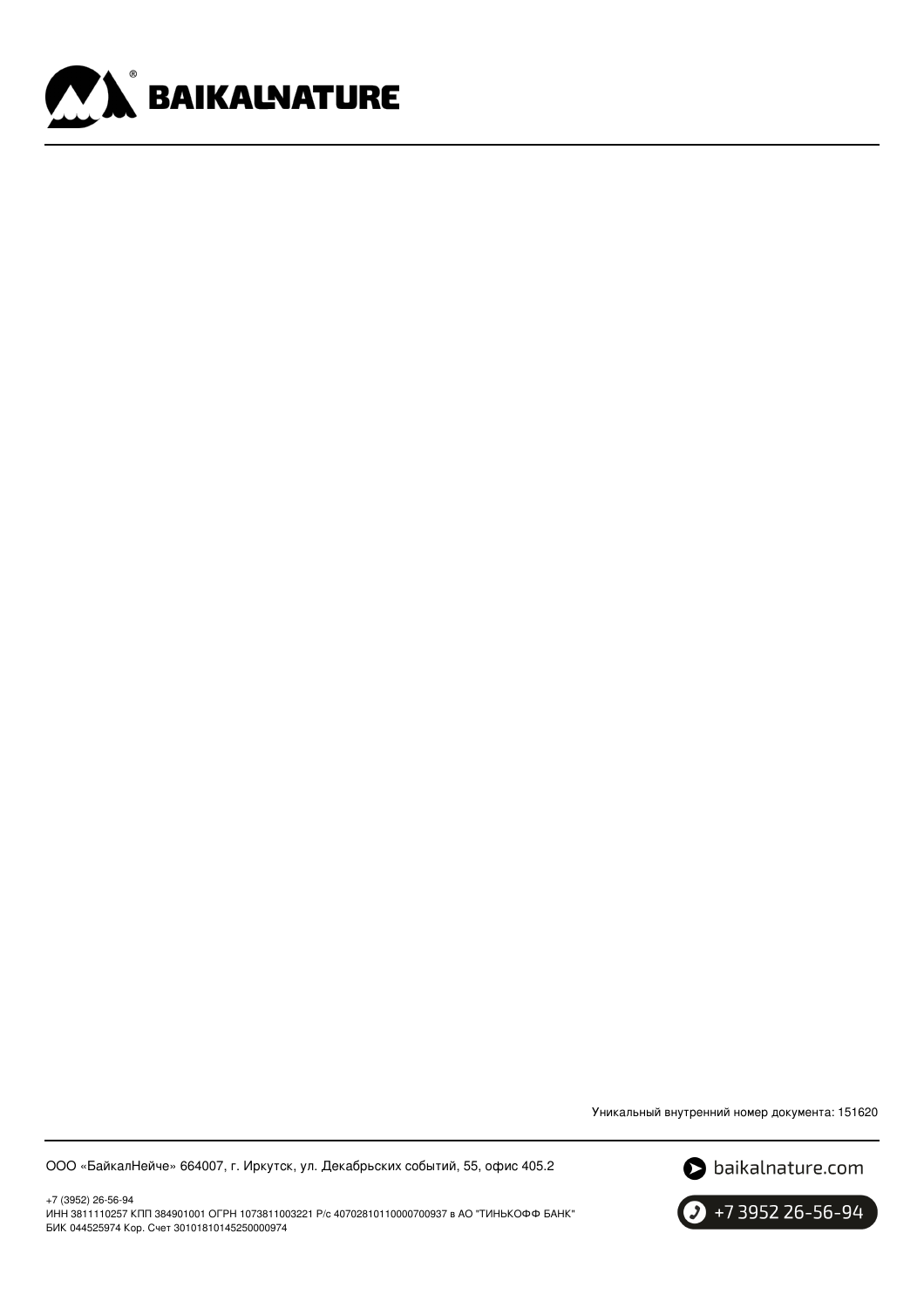Уникальный внутренний номер документа: 151620